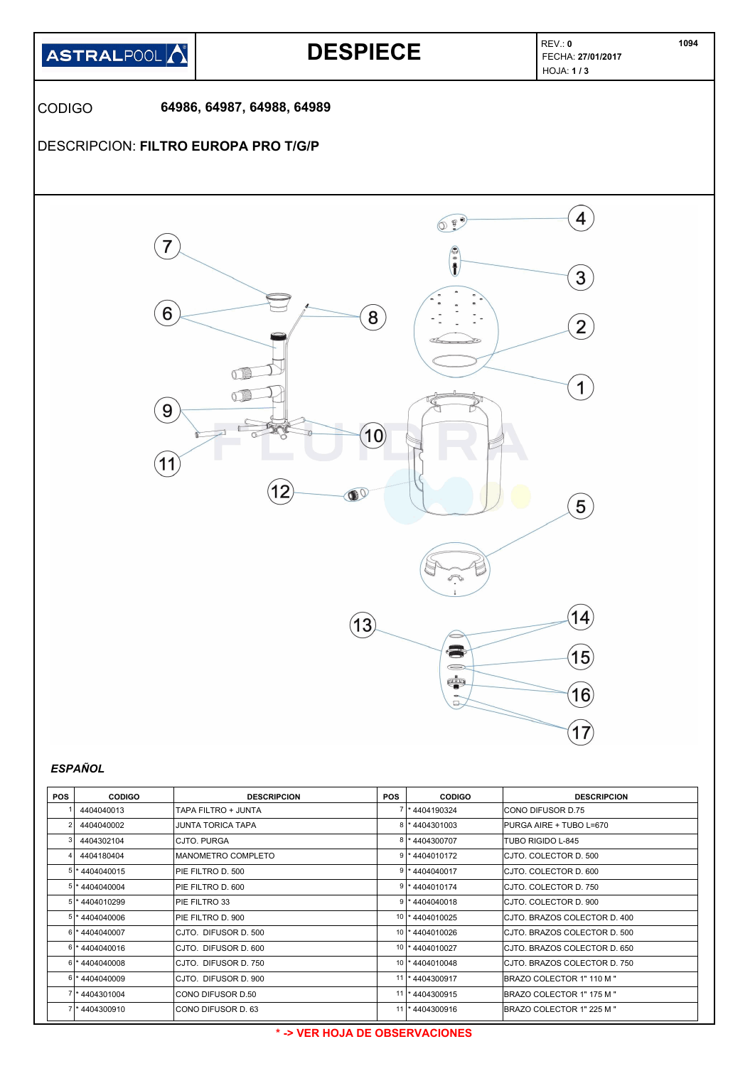ASTRALPOOL

# DESPIECE

REV.: **0**
FECHA: **27/01/2017**
HOJA: **1 / 3**

**1094**

CODIGO **64986, 64987, 64988, 64989**

DESCRIPCION: **FILTRO EUROPA PRO T/G/P**

***ESPAÑOL***

| POS | CODIGO | DESCRIPCION | POS | CODIGO | DESCRIPCION |
|---|---|---|---|---|---|
| 1 | 4404040013 | TAPA FILTRO + JUNTA | 7 | * 4404190324 | CONO DIFUSOR D.75 |
| 2 | 4404040002 | JUNTA TORICA TAPA | 8 | * 4404301003 | PURGA AIRE + TUBO L=670 |
| 3 | 4404302104 | CJTO. PURGA | 8 | * 4404300707 | TUBO RIGIDO L-845 |
| 4 | 4404180404 | MANOMETRO COMPLETO | 9 | * 4404010172 | CJTO. COLECTOR D. 500 |
| 5 | * 4404040015 | PIE FILTRO D. 500 | 9 | * 4404040017 | CJTO. COLECTOR D. 600 |
| 5 | * 4404040004 | PIE FILTRO D. 600 | 9 | * 4404010174 | CJTO. COLECTOR D. 750 |
| 5 | * 4404010299 | PIE FILTRO 33 | 9 | * 4404040018 | CJTO. COLECTOR D. 900 |
| 5 | * 4404040006 | PIE FILTRO D. 900 | 10 | * 4404010025 | CJTO. BRAZOS COLECTOR D. 400 |
| 6 | * 4404040007 | CJTO. DIFUSOR D. 500 | 10 | * 4404010026 | CJTO. BRAZOS COLECTOR D. 500 |
| 6 | * 4404040016 | CJTO. DIFUSOR D. 600 | 10 | * 4404010027 | CJTO. BRAZOS COLECTOR D. 650 |
| 6 | * 4404040008 | CJTO. DIFUSOR D. 750 | 10 | * 4404010048 | CJTO. BRAZOS COLECTOR D. 750 |
| 6 | * 4404040009 | CJTO. DIFUSOR D. 900 | 11 | * 4404300917 | BRAZO COLECTOR 1" 110 M " |
| 7 | * 4404301004 | CONO DIFUSOR D.50 | 11 | * 4404300915 | BRAZO COLECTOR 1" 175 M " |
| 7 | * 4404300910 | CONO DIFUSOR D. 63 | 11 | * 4404300916 | BRAZO COLECTOR 1" 225 M " |

**\* -> VER HOJA DE OBSERVACIONES**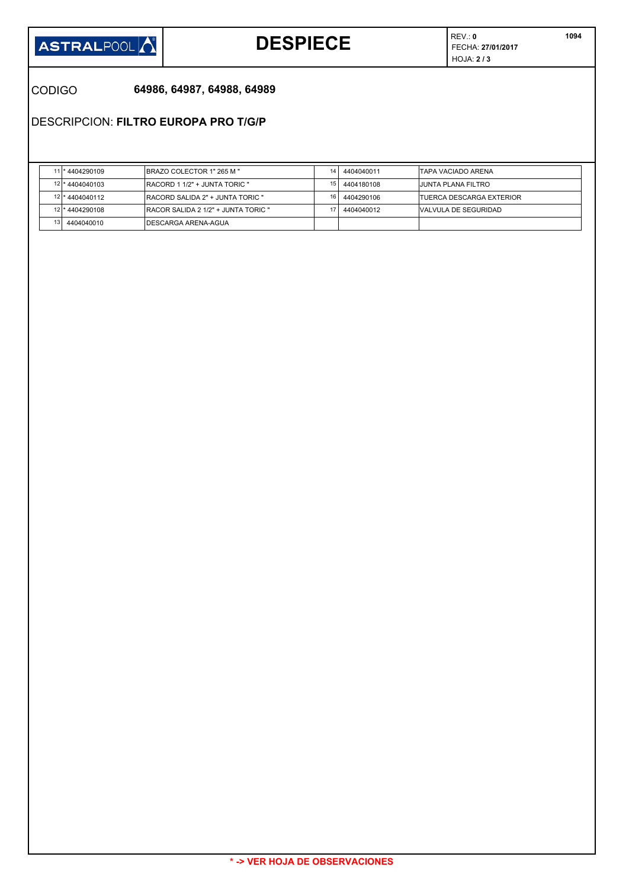| ASTRALPOOL | **DESPIECE** | REV.: **0** FECHA: **27/01/2017** HOJA: **2 / 3** | **1094** |
|---|---|---|---|

CODIGO **64986, 64987, 64988, 64989**

DESCRIPCION: **FILTRO EUROPA PRO T/G/P**

| | | | | | |
|---|---|---|---|---|---|
| 11 | * 4404290109 | BRAZO COLECTOR 1" 265 M " | 14 | 4404040011 | TAPA VACIADO ARENA |
| 12 | * 4404040103 | RACORD 1 1/2" + JUNTA TORIC " | 15 | 4404180108 | JUNTA PLANA FILTRO |
| 12 | * 4404040112 | RACORD SALIDA 2" + JUNTA TORIC " | 16 | 4404290106 | TUERCA DESCARGA EXTERIOR |
| 12 | * 4404290108 | RACOR SALIDA 2 1/2" + JUNTA TORIC " | 17 | 4404040012 | VALVULA DE SEGURIDAD |
| 13 | 4404040010 | DESCARGA ARENA-AGUA | | | |

**\* -> VER HOJA DE OBSERVACIONES**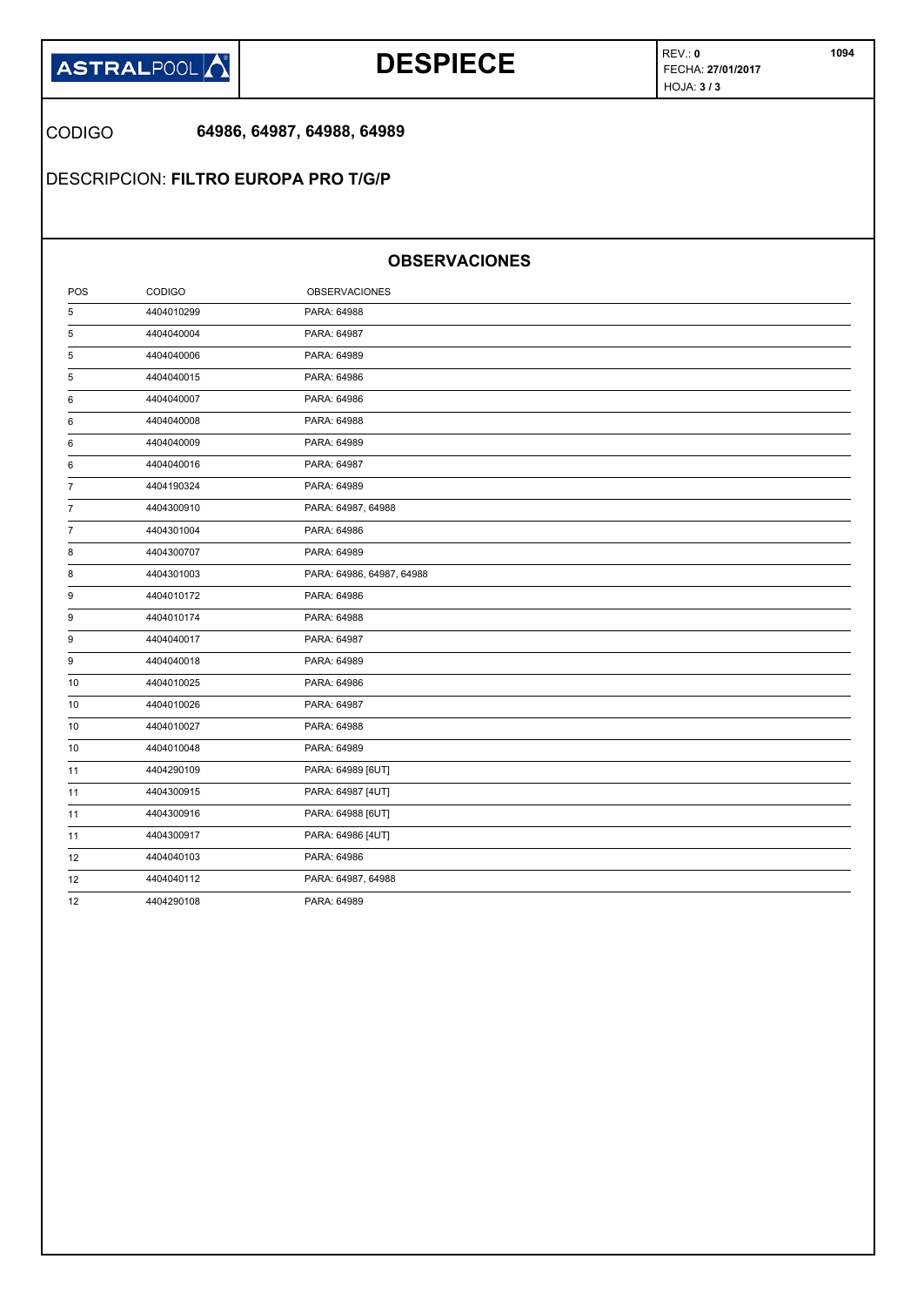| ASTRALPOOL | DESPIECE | REV.: **0** FECHA: **27/01/2017** HOJA: **3 / 3** | **1094** |
|---|---|---|---|

CODIGO **64986, 64987, 64988, 64989**

DESCRIPCION: **FILTRO EUROPA PRO T/G/P**

## OBSERVACIONES

| POS | CODIGO | OBSERVACIONES |
|---|---|---|
| 5 | 4404010299 | PARA: 64988 |
| 5 | 4404040004 | PARA: 64987 |
| 5 | 4404040006 | PARA: 64989 |
| 5 | 4404040015 | PARA: 64986 |
| 6 | 4404040007 | PARA: 64986 |
| 6 | 4404040008 | PARA: 64988 |
| 6 | 4404040009 | PARA: 64989 |
| 6 | 4404040016 | PARA: 64987 |
| 7 | 4404190324 | PARA: 64989 |
| 7 | 4404300910 | PARA: 64987, 64988 |
| 7 | 4404301004 | PARA: 64986 |
| 8 | 4404300707 | PARA: 64989 |
| 8 | 4404301003 | PARA: 64986, 64987, 64988 |
| 9 | 4404010172 | PARA: 64986 |
| 9 | 4404010174 | PARA: 64988 |
| 9 | 4404040017 | PARA: 64987 |
| 9 | 4404040018 | PARA: 64989 |
| 10 | 4404010025 | PARA: 64986 |
| 10 | 4404010026 | PARA: 64987 |
| 10 | 4404010027 | PARA: 64988 |
| 10 | 4404010048 | PARA: 64989 |
| 11 | 4404290109 | PARA: 64989 [6UT] |
| 11 | 4404300915 | PARA: 64987 [4UT] |
| 11 | 4404300916 | PARA: 64988 [6UT] |
| 11 | 4404300917 | PARA: 64986 [4UT] |
| 12 | 4404040103 | PARA: 64986 |
| 12 | 4404040112 | PARA: 64987, 64988 |
| 12 | 4404290108 | PARA: 64989 |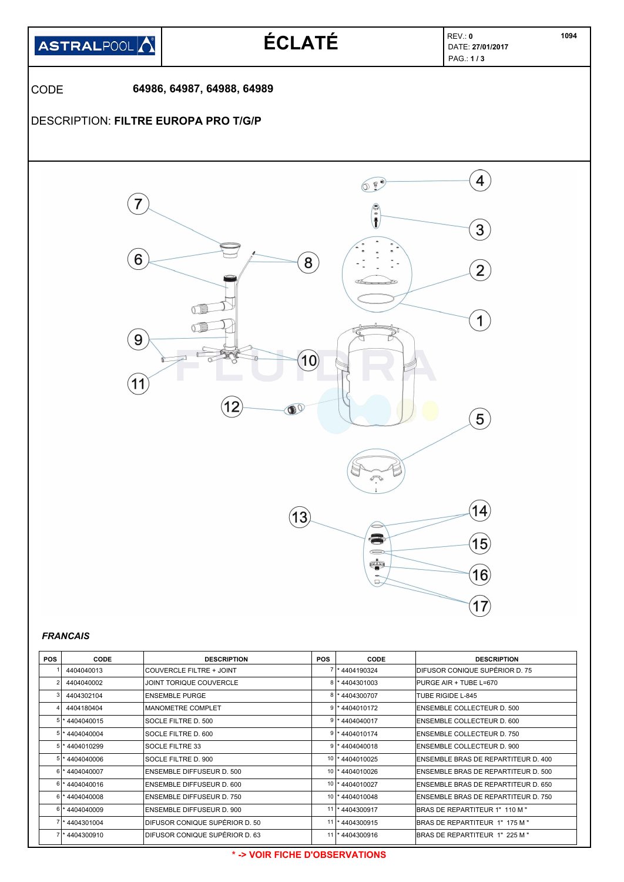| ASTRALPOOL | ÉCLATÉ | REV.: **0** DATE: **27/01/2017** PAG.: **1 / 3** | 1094 |
|---|---|---|---|

CODE **64986, 64987, 64988, 64989**

DESCRIPTION: **FILTRE EUROPA PRO T/G/P**

***FRANCAIS***

| POS | CODE | DESCRIPTION | POS | CODE | DESCRIPTION |
|---|---|---|---|---|---|
| 1 | 4404040013 | COUVERCLE FILTRE + JOINT | 7 | * 4404190324 | DIFUSOR CONIQUE SUPÉRIOR D. 75 |
| 2 | 4404040002 | JOINT TORIQUE COUVERCLE | 8 | * 4404301003 | PURGE AIR + TUBE L=670 |
| 3 | 4404302104 | ENSEMBLE PURGE | 8 | * 4404300707 | TUBE RIGIDE L-845 |
| 4 | 4404180404 | MANOMETRE COMPLET | 9 | * 4404010172 | ENSEMBLE COLLECTEUR D. 500 |
| 5 | * 4404040015 | SOCLE FILTRE D. 500 | 9 | * 4404040017 | ENSEMBLE COLLECTEUR D. 600 |
| 5 | * 4404040004 | SOCLE FILTRE D. 600 | 9 | * 4404010174 | ENSEMBLE COLLECTEUR D. 750 |
| 5 | * 4404010299 | SOCLE FILTRE 33 | 9 | * 4404040018 | ENSEMBLE COLLECTEUR D. 900 |
| 5 | * 4404040006 | SOCLE FILTRE D. 900 | 10 | * 4404010025 | ENSEMBLE BRAS DE REPARTITEUR D. 400 |
| 6 | * 4404040007 | ENSEMBLE DIFFUSEUR D. 500 | 10 | * 4404010026 | ENSEMBLE BRAS DE REPARTITEUR D. 500 |
| 6 | * 4404040016 | ENSEMBLE DIFFUSEUR D. 600 | 10 | * 4404010027 | ENSEMBLE BRAS DE REPARTITEUR D. 650 |
| 6 | * 4404040008 | ENSEMBLE DIFFUSEUR D. 750 | 10 | * 4404010048 | ENSEMBLE BRAS DE REPARTITEUR D. 750 |
| 6 | * 4404040009 | ENSEMBLE DIFFUSEUR D. 900 | 11 | * 4404300917 | BRAS DE REPARTITEUR 1" 110 M " |
| 7 | * 4404301004 | DIFUSOR CONIQUE SUPÉRIOR D. 50 | 11 | * 4404300915 | BRAS DE REPARTITEUR 1" 175 M " |
| 7 | * 4404300910 | DIFUSOR CONIQUE SUPÉRIOR D. 63 | 11 | * 4404300916 | BRAS DE REPARTITEUR 1" 225 M " |

**\* -> VOIR FICHE D'OBSERVATIONS**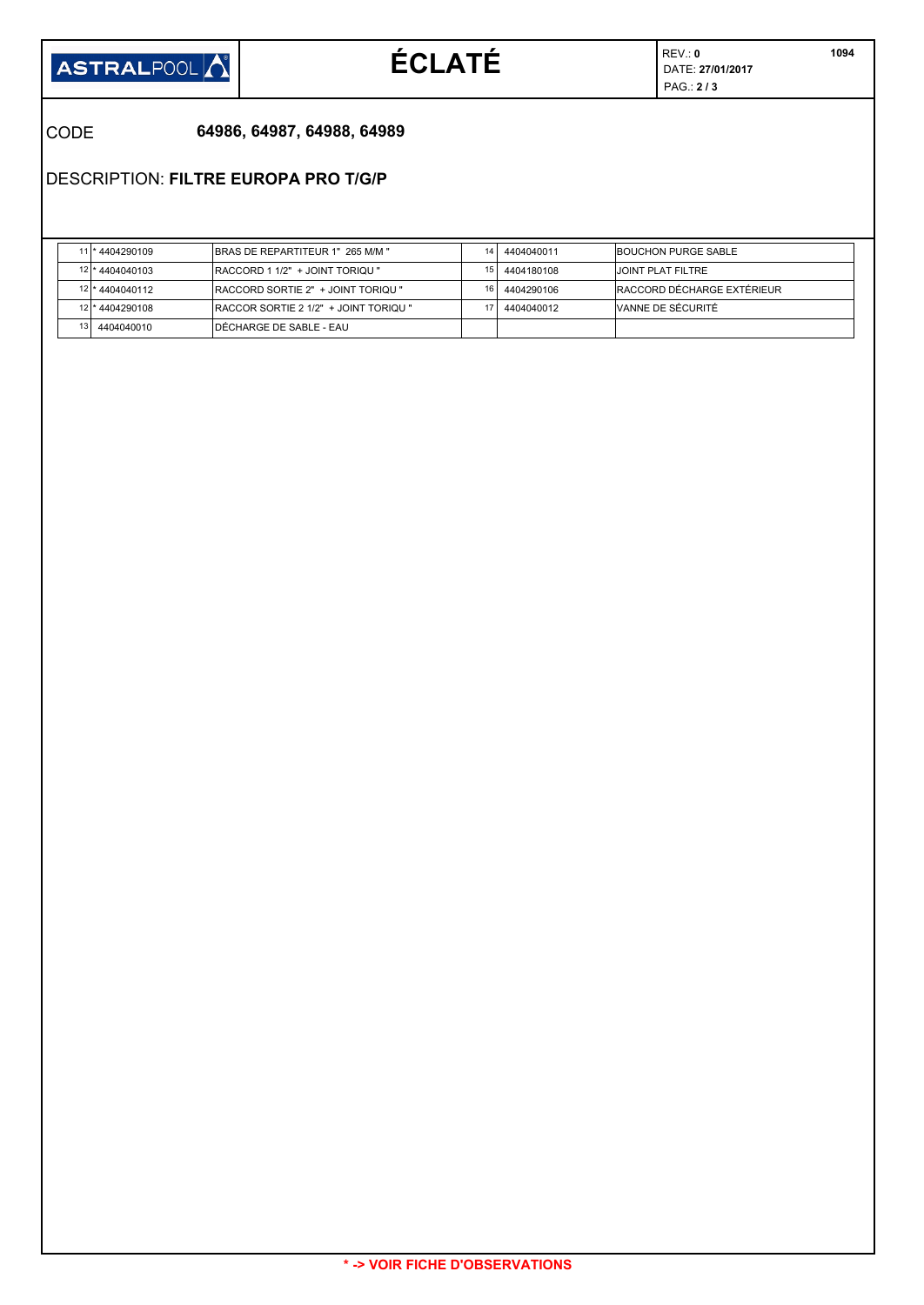| | ASTRALPOOL | ÉCLATÉ | REV.: **0** DATE: **27/01/2017** PAG.: **2 / 3** | **1094** |
|---|---|---|---|---|

CODE **64986, 64987, 64988, 64989**

DESCRIPTION: **FILTRE EUROPA PRO T/G/P**

| | | | | | |
|---|---|---|---|---|---|
| 11 | * 4404290109 | BRAS DE REPARTITEUR 1" 265 M/M " | 14 | 4404040011 | BOUCHON PURGE SABLE |
| 12 | * 4404040103 | RACCORD 1 1/2" + JOINT TORIQU " | 15 | 4404180108 | JOINT PLAT FILTRE |
| 12 | * 4404040112 | RACCORD SORTIE 2" + JOINT TORIQU " | 16 | 4404290106 | RACCORD DÉCHARGE EXTÉRIEUR |
| 12 | * 4404290108 | RACCOR SORTIE 2 1/2" + JOINT TORIQU " | 17 | 4404040012 | VANNE DE SÉCURITÉ |
| 13 | 4404040010 | DÉCHARGE DE SABLE - EAU | | | |

**\* -> VOIR FICHE D'OBSERVATIONS**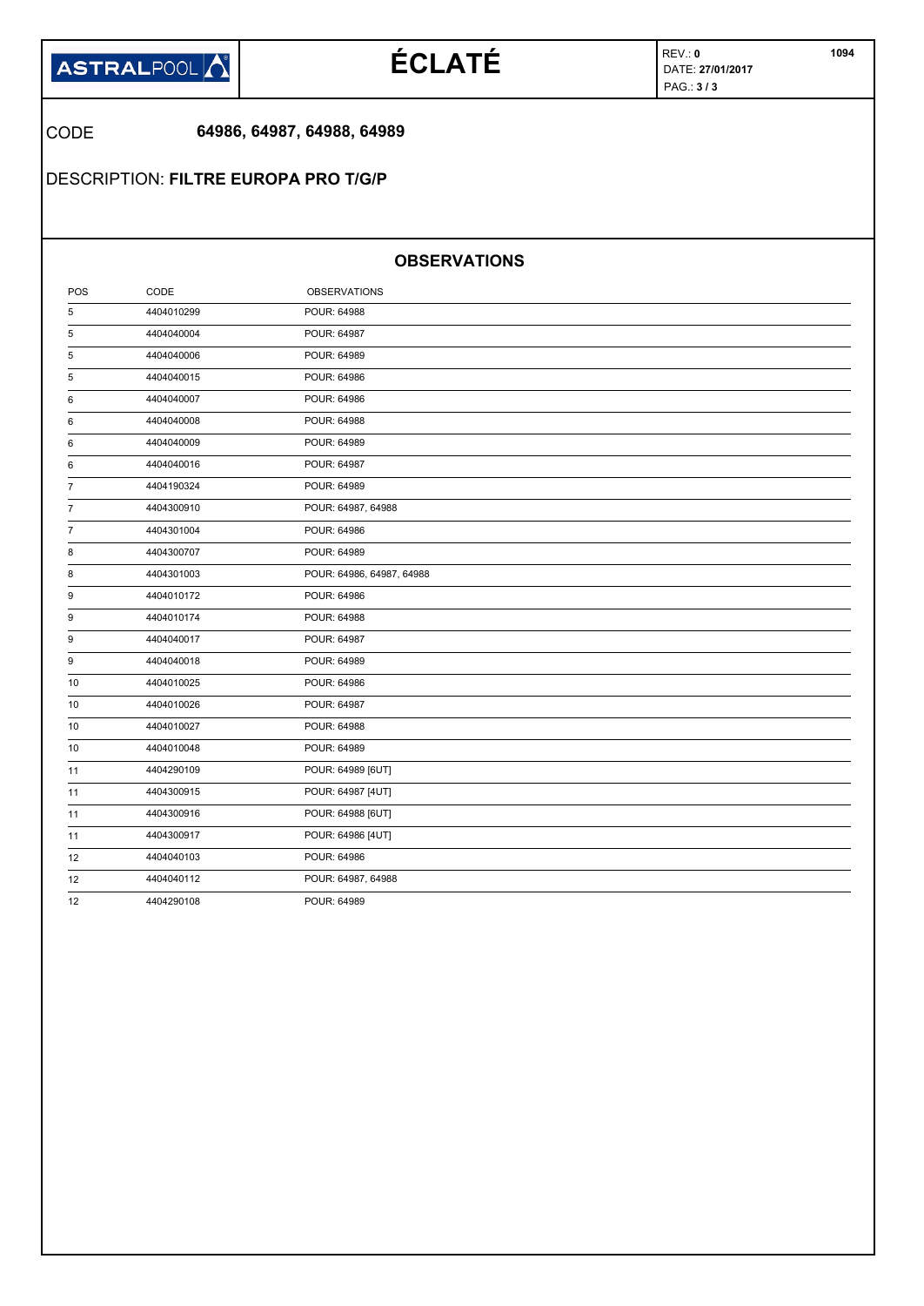ASTRALPOOL

# ÉCLATÉ

REV.: **0**
DATE: **27/01/2017**
PAG.: **3 / 3**

**1094**

CODE **64986, 64987, 64988, 64989**

DESCRIPTION: **FILTRE EUROPA PRO T/G/P**

## OBSERVATIONS

| POS | CODE | OBSERVATIONS |
|---|---|---|
| 5 | 4404010299 | POUR: 64988 |
| 5 | 4404040004 | POUR: 64987 |
| 5 | 4404040006 | POUR: 64989 |
| 5 | 4404040015 | POUR: 64986 |
| 6 | 4404040007 | POUR: 64986 |
| 6 | 4404040008 | POUR: 64988 |
| 6 | 4404040009 | POUR: 64989 |
| 6 | 4404040016 | POUR: 64987 |
| 7 | 4404190324 | POUR: 64989 |
| 7 | 4404300910 | POUR: 64987, 64988 |
| 7 | 4404301004 | POUR: 64986 |
| 8 | 4404300707 | POUR: 64989 |
| 8 | 4404301003 | POUR: 64986, 64987, 64988 |
| 9 | 4404010172 | POUR: 64986 |
| 9 | 4404010174 | POUR: 64988 |
| 9 | 4404040017 | POUR: 64987 |
| 9 | 4404040018 | POUR: 64989 |
| 10 | 4404010025 | POUR: 64986 |
| 10 | 4404010026 | POUR: 64987 |
| 10 | 4404010027 | POUR: 64988 |
| 10 | 4404010048 | POUR: 64989 |
| 11 | 4404290109 | POUR: 64989 [6UT] |
| 11 | 4404300915 | POUR: 64987 [4UT] |
| 11 | 4404300916 | POUR: 64988 [6UT] |
| 11 | 4404300917 | POUR: 64986 [4UT] |
| 12 | 4404040103 | POUR: 64986 |
| 12 | 4404040112 | POUR: 64987, 64988 |
| 12 | 4404290108 | POUR: 64989 |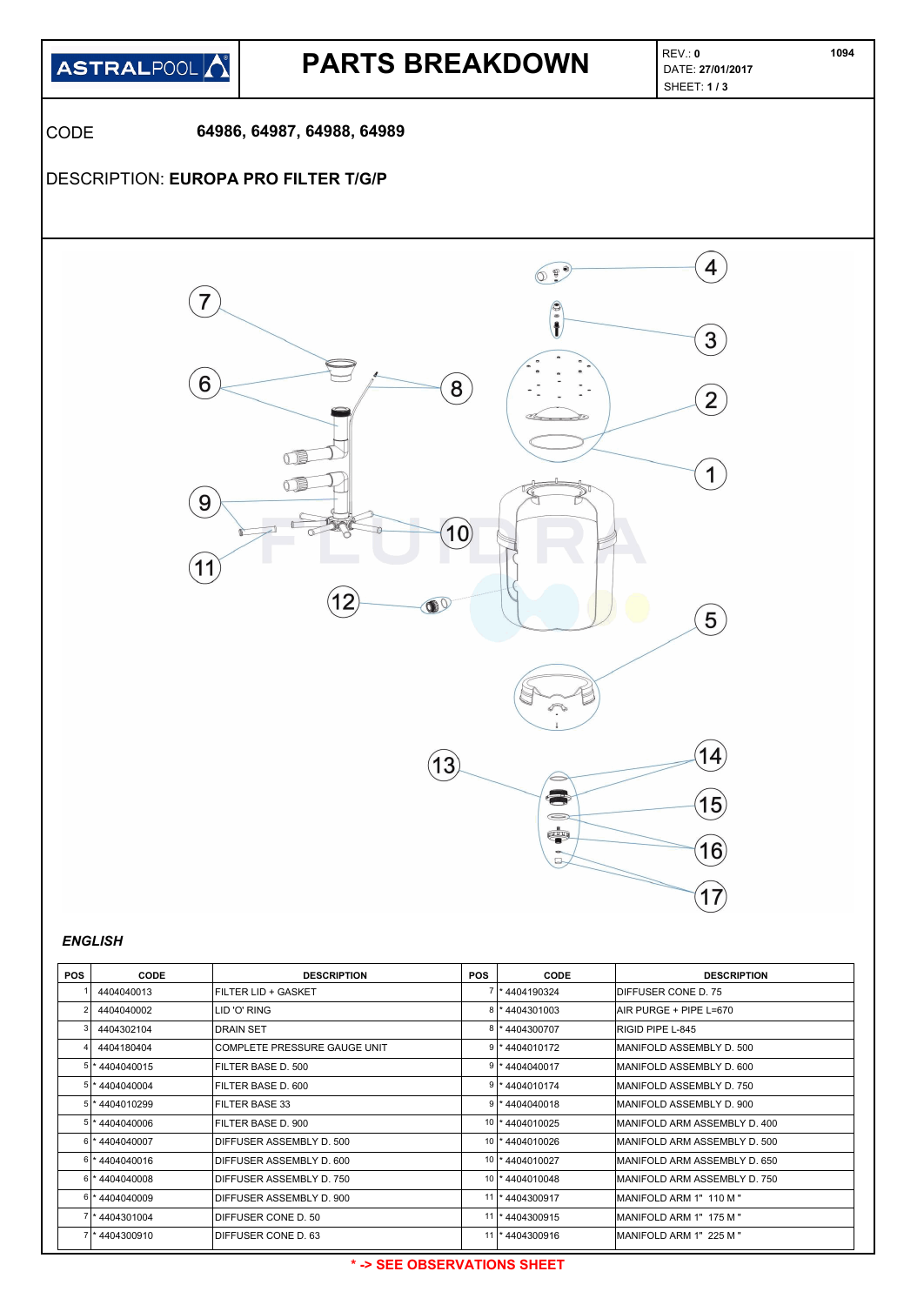# PARTS BREAKDOWN

ASTRALPOOL

REV.: **0**
DATE: **27/01/2017**
SHEET: **1 / 3**

1094

CODE **64986, 64987, 64988, 64989**

DESCRIPTION: **EUROPA PRO FILTER T/G/P**

*ENGLISH*

| POS | CODE | DESCRIPTION | POS | CODE | DESCRIPTION |
|---|---|---|---|---|---|
| 1 | 4404040013 | FILTER LID + GASKET | 7 | * 4404190324 | DIFFUSER CONE D. 75 |
| 2 | 4404040002 | LID 'O' RING | 8 | * 4404301003 | AIR PURGE + PIPE L=670 |
| 3 | 4404302104 | DRAIN SET | 8 | * 4404300707 | RIGID PIPE L-845 |
| 4 | 4404180404 | COMPLETE PRESSURE GAUGE UNIT | 9 | * 4404010172 | MANIFOLD ASSEMBLY D. 500 |
| 5 | * 4404040015 | FILTER BASE D. 500 | 9 | * 4404040017 | MANIFOLD ASSEMBLY D. 600 |
| 5 | * 4404040004 | FILTER BASE D. 600 | 9 | * 4404010174 | MANIFOLD ASSEMBLY D. 750 |
| 5 | * 4404010299 | FILTER BASE 33 | 9 | * 4404040018 | MANIFOLD ASSEMBLY D. 900 |
| 5 | * 4404040006 | FILTER BASE D. 900 | 10 | * 4404010025 | MANIFOLD ARM ASSEMBLY D. 400 |
| 6 | * 4404040007 | DIFFUSER ASSEMBLY D. 500 | 10 | * 4404010026 | MANIFOLD ARM ASSEMBLY D. 500 |
| 6 | * 4404040016 | DIFFUSER ASSEMBLY D. 600 | 10 | * 4404010027 | MANIFOLD ARM ASSEMBLY D. 650 |
| 6 | * 4404040008 | DIFFUSER ASSEMBLY D. 750 | 10 | * 4404010048 | MANIFOLD ARM ASSEMBLY D. 750 |
| 6 | * 4404040009 | DIFFUSER ASSEMBLY D. 900 | 11 | * 4404300917 | MANIFOLD ARM 1" 110 M " |
| 7 | * 4404301004 | DIFFUSER CONE D. 50 | 11 | * 4404300915 | MANIFOLD ARM 1" 175 M " |
| 7 | * 4404300910 | DIFFUSER CONE D. 63 | 11 | * 4404300916 | MANIFOLD ARM 1" 225 M " |

**\* -> SEE OBSERVATIONS SHEET**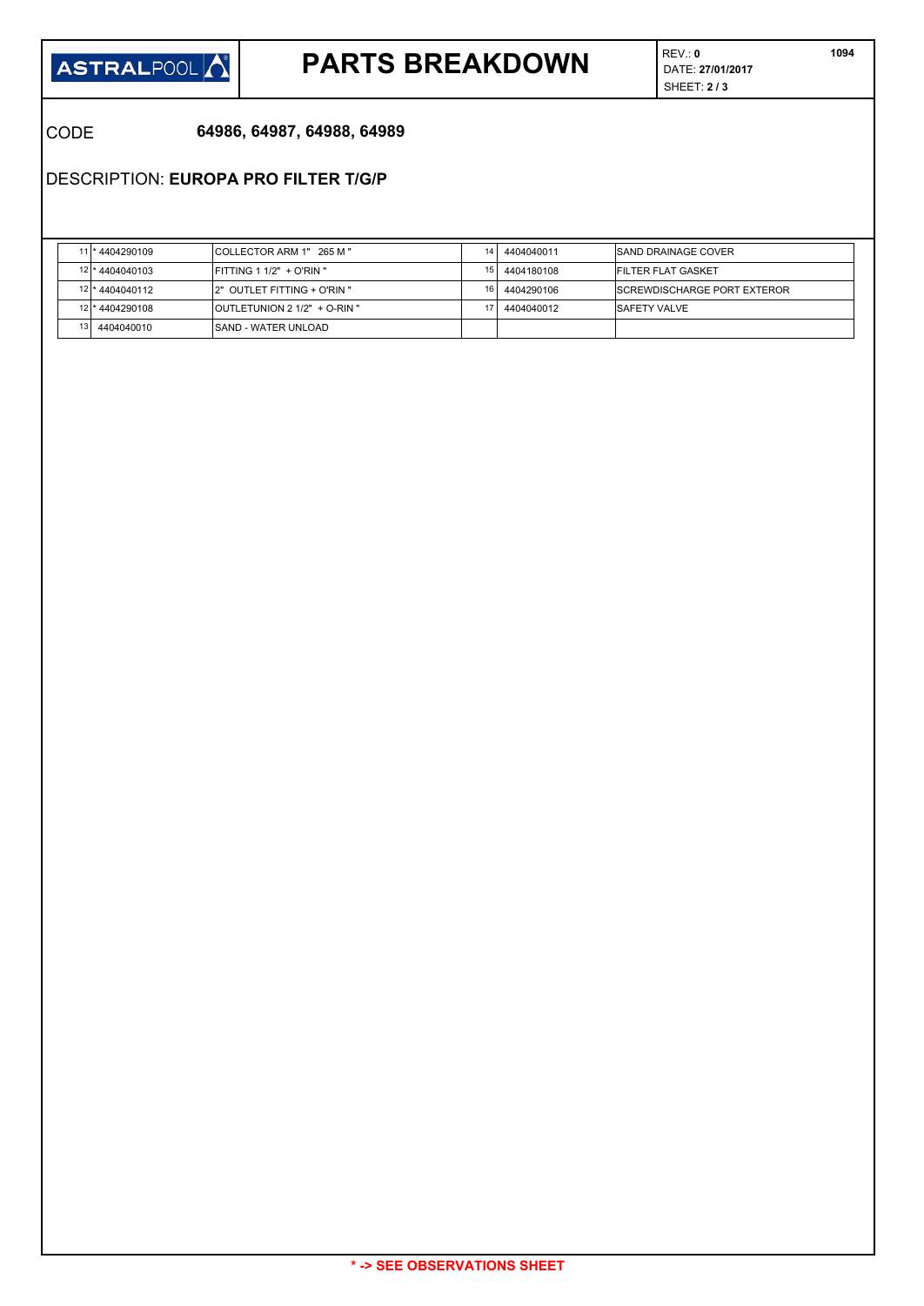# PARTS BREAKDOWN

REV.: **0**
DATE: **27/01/2017**
SHEET: **2 / 3**

**1094**

CODE **64986, 64987, 64988, 64989**

DESCRIPTION: **EUROPA PRO FILTER T/G/P**

| | | | | | |
|---|---|---|---|---|---|
| 11 | * 4404290109 | COLLECTOR ARM 1" 265 M " | 14 | 4404040011 | SAND DRAINAGE COVER |
| 12 | * 4404040103 | FITTING 1 1/2" + O'RIN " | 15 | 4404180108 | FILTER FLAT GASKET |
| 12 | * 4404040112 | 2" OUTLET FITTING + O'RIN " | 16 | 4404290106 | SCREWDISCHARGE PORT EXTEROR |
| 12 | * 4404290108 | OUTLETUNION 2 1/2" + O-RIN " | 17 | 4404040012 | SAFETY VALVE |
| 13 | 4404040010 | SAND - WATER UNLOAD | | | |

**\* -> SEE OBSERVATIONS SHEET**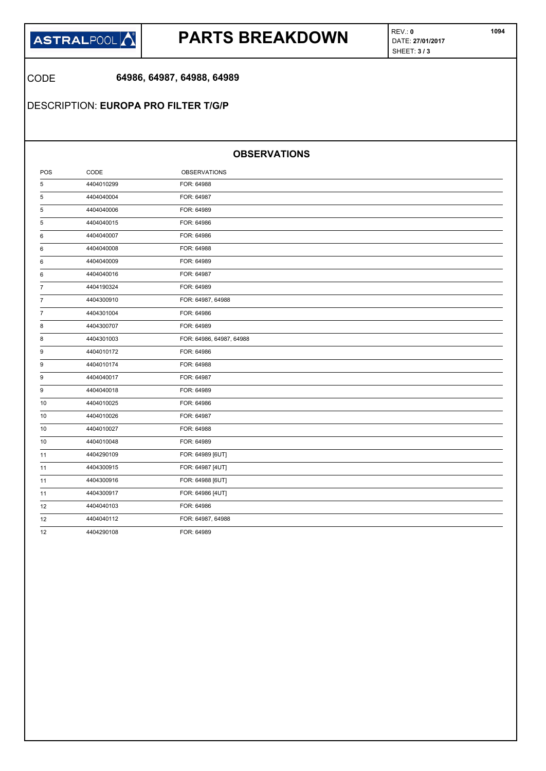ASTRALPOOL

# PARTS BREAKDOWN

REV.: **0**
DATE: **27/01/2017**
SHEET: **3 / 3**

1094

CODE **64986, 64987, 64988, 64989**

DESCRIPTION: **EUROPA PRO FILTER T/G/P**

## OBSERVATIONS

| POS | CODE | OBSERVATIONS |
|---|---|---|
| 5 | 4404010299 | FOR: 64988 |
| 5 | 4404040004 | FOR: 64987 |
| 5 | 4404040006 | FOR: 64989 |
| 5 | 4404040015 | FOR: 64986 |
| 6 | 4404040007 | FOR: 64986 |
| 6 | 4404040008 | FOR: 64988 |
| 6 | 4404040009 | FOR: 64989 |
| 6 | 4404040016 | FOR: 64987 |
| 7 | 4404190324 | FOR: 64989 |
| 7 | 4404300910 | FOR: 64987, 64988 |
| 7 | 4404301004 | FOR: 64986 |
| 8 | 4404300707 | FOR: 64989 |
| 8 | 4404301003 | FOR: 64986, 64987, 64988 |
| 9 | 4404010172 | FOR: 64986 |
| 9 | 4404010174 | FOR: 64988 |
| 9 | 4404040017 | FOR: 64987 |
| 9 | 4404040018 | FOR: 64989 |
| 10 | 4404010025 | FOR: 64986 |
| 10 | 4404010026 | FOR: 64987 |
| 10 | 4404010027 | FOR: 64988 |
| 10 | 4404010048 | FOR: 64989 |
| 11 | 4404290109 | FOR: 64989 [6UT] |
| 11 | 4404300915 | FOR: 64987 [4UT] |
| 11 | 4404300916 | FOR: 64988 [6UT] |
| 11 | 4404300917 | FOR: 64986 [4UT] |
| 12 | 4404040103 | FOR: 64986 |
| 12 | 4404040112 | FOR: 64987, 64988 |
| 12 | 4404290108 | FOR: 64989 |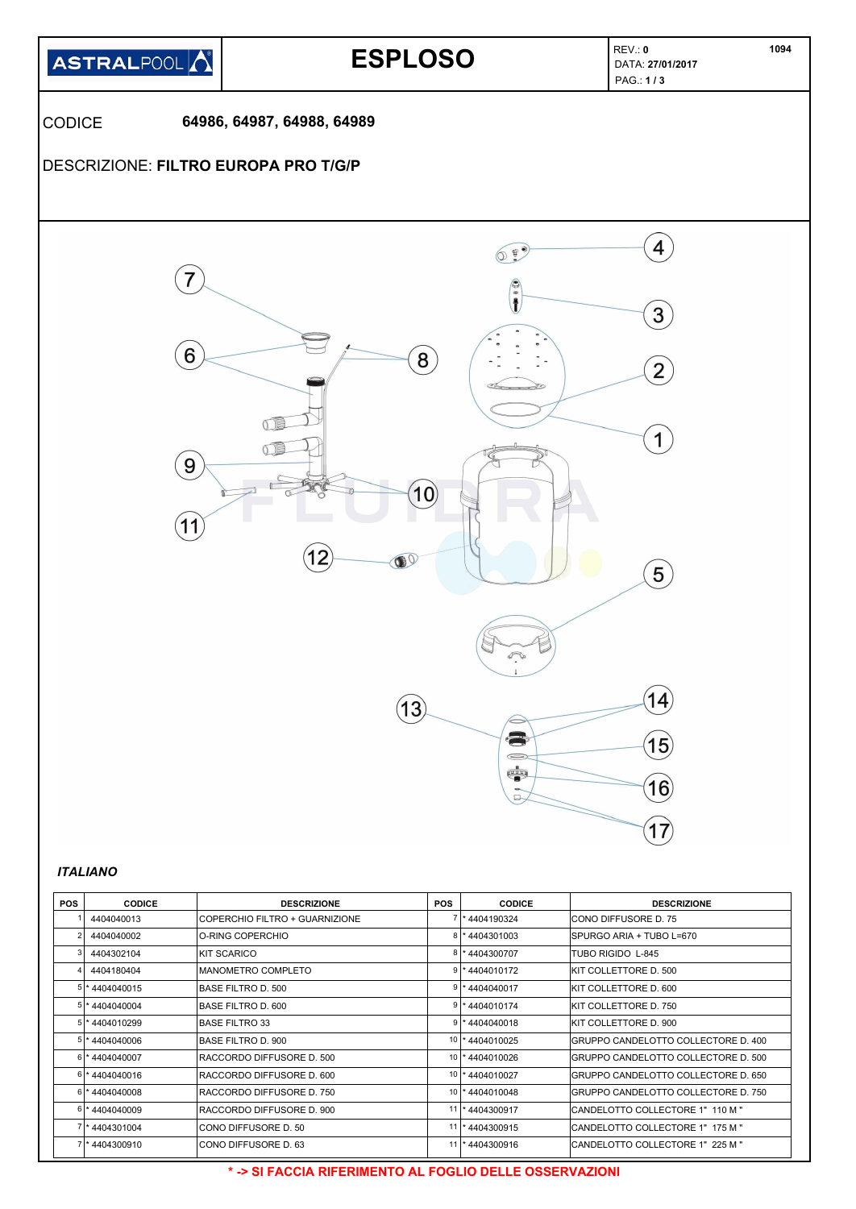| ASTRALPOOL | ESPLOSO | REV.: **0** DATA: **27/01/2017** PAG.: **1 / 3** | 1094 |
|---|---|---|---|

CODICE **64986, 64987, 64988, 64989**

DESCRIZIONE: **FILTRO EUROPA PRO T/G/P**

***ITALIANO***

| POS | CODICE | DESCRIZIONE | POS | CODICE | DESCRIZIONE |
|---|---|---|---|---|---|
| 1 | 4404040013 | COPERCHIO FILTRO + GUARNIZIONE | 7 | * 4404190324 | CONO DIFFUSORE D. 75 |
| 2 | 4404040002 | O-RING COPERCHIO | 8 | * 4404301003 | SPURGO ARIA + TUBO L=670 |
| 3 | 4404302104 | KIT SCARICO | 8 | * 4404300707 | TUBO RIGIDO L-845 |
| 4 | 4404180404 | MANOMETRO COMPLETO | 9 | * 4404010172 | KIT COLLETTORE D. 500 |
| 5 | * 4404040015 | BASE FILTRO D. 500 | 9 | * 4404040017 | KIT COLLETTORE D. 600 |
| 5 | * 4404040004 | BASE FILTRO D. 600 | 9 | * 4404010174 | KIT COLLETTORE D. 750 |
| 5 | * 4404010299 | BASE FILTRO 33 | 9 | * 4404040018 | KIT COLLETTORE D. 900 |
| 5 | * 4404040006 | BASE FILTRO D. 900 | 10 | * 4404010025 | GRUPPO CANDELOTTO COLLECTORE D. 400 |
| 6 | * 4404040007 | RACCORDO DIFFUSORE D. 500 | 10 | * 4404010026 | GRUPPO CANDELOTTO COLLECTORE D. 500 |
| 6 | * 4404040016 | RACCORDO DIFFUSORE D. 600 | 10 | * 4404010027 | GRUPPO CANDELOTTO COLLECTORE D. 650 |
| 6 | * 4404040008 | RACCORDO DIFFUSORE D. 750 | 10 | * 4404010048 | GRUPPO CANDELOTTO COLLECTORE D. 750 |
| 6 | * 4404040009 | RACCORDO DIFFUSORE D. 900 | 11 | * 4404300917 | CANDELOTTO COLLECTORE 1" 110 M " |
| 7 | * 4404301004 | CONO DIFFUSORE D. 50 | 11 | * 4404300915 | CANDELOTTO COLLECTORE 1" 175 M " |
| 7 | * 4404300910 | CONO DIFFUSORE D. 63 | 11 | * 4404300916 | CANDELOTTO COLLECTORE 1" 225 M " |

**\* -> SI FACCIA RIFERIMENTO AL FOGLIO DELLE OSSERVAZIONI**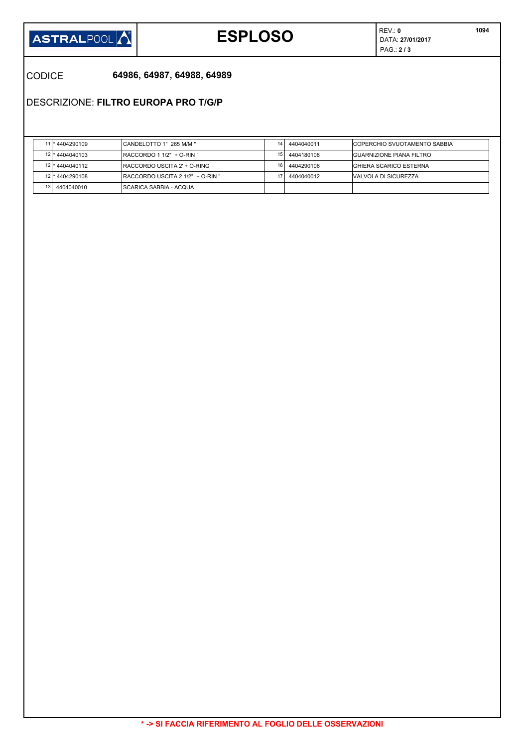# ESPLOSO

REV.: **0**
DATA: **27/01/2017**
PAG.: **2 / 3**

**1094**

CODICE **64986, 64987, 64988, 64989**

DESCRIZIONE: **FILTRO EUROPA PRO T/G/P**

| | | | | | |
|---|---|---|---|---|---|
| 11 | * 4404290109 | CANDELOTTO 1" 265 M/M " | 14 | 4404040011 | COPERCHIO SVUOTAMENTO SABBIA |
| 12 | * 4404040103 | RACCORDO 1 1/2" + O-RIN " | 15 | 4404180108 | GUARNIZIONE PIANA FILTRO |
| 12 | * 4404040112 | RACCORDO USCITA 2' + O-RING | 16 | 4404290106 | GHIERA SCARICO ESTERNA |
| 12 | * 4404290108 | RACCORDO USCITA 2 1/2" + O-RIN " | 17 | 4404040012 | VALVOLA DI SICUREZZA |
| 13 | 4404040010 | SCARICA SABBIA - ACQUA | | | |

**\* -> SI FACCIA RIFERIMENTO AL FOGLIO DELLE OSSERVAZIONI**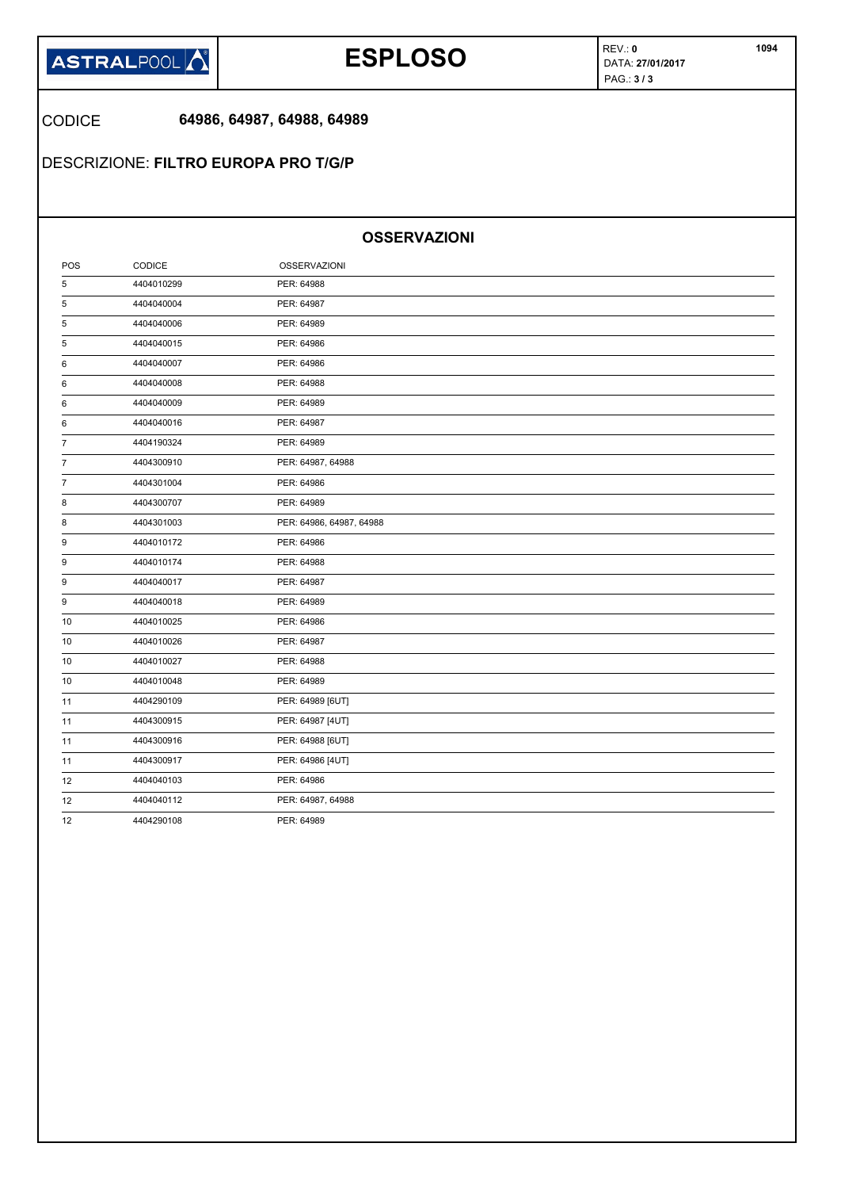# ESPLOSO

CODICE **64986, 64987, 64988, 64989**

DESCRIZIONE: **FILTRO EUROPA PRO T/G/P**

## OSSERVAZIONI

| POS | CODICE | OSSERVAZIONI |
|---|---|---|
| 5 | 4404010299 | PER: 64988 |
| 5 | 4404040004 | PER: 64987 |
| 5 | 4404040006 | PER: 64989 |
| 5 | 4404040015 | PER: 64986 |
| 6 | 4404040007 | PER: 64986 |
| 6 | 4404040008 | PER: 64988 |
| 6 | 4404040009 | PER: 64989 |
| 6 | 4404040016 | PER: 64987 |
| 7 | 4404190324 | PER: 64989 |
| 7 | 4404300910 | PER: 64987, 64988 |
| 7 | 4404301004 | PER: 64986 |
| 8 | 4404300707 | PER: 64989 |
| 8 | 4404301003 | PER: 64986, 64987, 64988 |
| 9 | 4404010172 | PER: 64986 |
| 9 | 4404010174 | PER: 64988 |
| 9 | 4404040017 | PER: 64987 |
| 9 | 4404040018 | PER: 64989 |
| 10 | 4404010025 | PER: 64986 |
| 10 | 4404010026 | PER: 64987 |
| 10 | 4404010027 | PER: 64988 |
| 10 | 4404010048 | PER: 64989 |
| 11 | 4404290109 | PER: 64989 [6UT] |
| 11 | 4404300915 | PER: 64987 [4UT] |
| 11 | 4404300916 | PER: 64988 [6UT] |
| 11 | 4404300917 | PER: 64986 [4UT] |
| 12 | 4404040103 | PER: 64986 |
| 12 | 4404040112 | PER: 64987, 64988 |
| 12 | 4404290108 | PER: 64989 |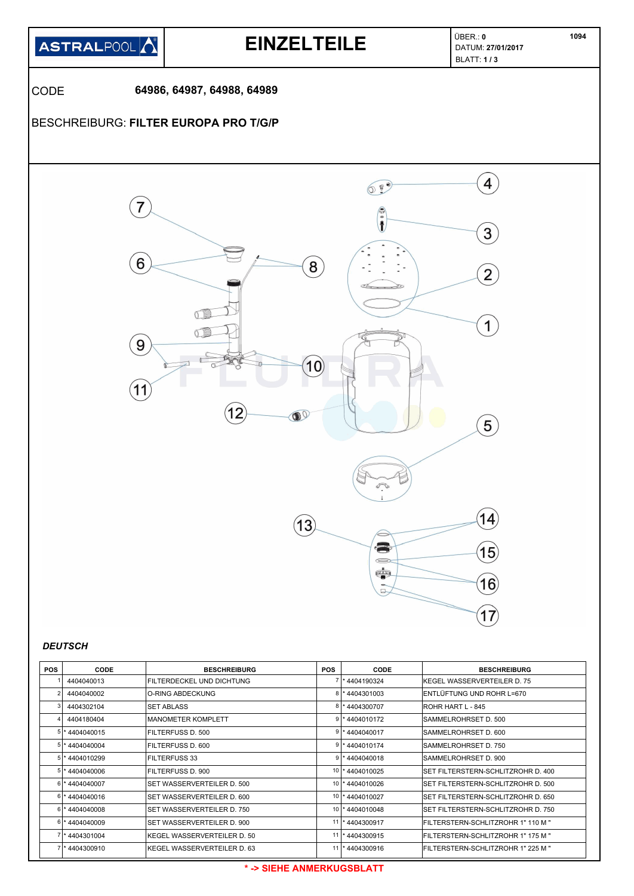| ASTRALPOOL | EINZELTEILE | ÜBER.: 0 DATUM: 27/01/2017 BLATT: 1 / 3 | 1094 |
|---|---|---|---|

CODE **64986, 64987, 64988, 64989**

BESCHREIBURG: **FILTER EUROPA PRO T/G/P**

***DEUTSCH***

| POS | CODE | BESCHREIBURG | POS | CODE | BESCHREIBURG |
|---|---|---|---|---|---|
| 1 | 4404040013 | FILTERDECKEL UND DICHTUNG | 7 | * 4404190324 | KEGEL WASSERVERTEILER D. 75 |
| 2 | 4404040002 | O-RING ABDECKUNG | 8 | * 4404301003 | ENTLÜFTUNG UND ROHR L=670 |
| 3 | 4404302104 | SET ABLASS | 8 | * 4404300707 | ROHR HART L - 845 |
| 4 | 4404180404 | MANOMETER KOMPLETT | 9 | * 4404010172 | SAMMELROHRSET D. 500 |
| 5 | * 4404040015 | FILTERFUSS D. 500 | 9 | * 4404040017 | SAMMELROHRSET D. 600 |
| 5 | * 4404040004 | FILTERFUSS D. 600 | 9 | * 4404010174 | SAMMELROHRSET D. 750 |
| 5 | * 4404010299 | FILTERFUSS 33 | 9 | * 4404040018 | SAMMELROHRSET D. 900 |
| 5 | * 4404040006 | FILTERFUSS D. 900 | 10 | * 4404010025 | SET FILTERSTERN-SCHLITZROHR D. 400 |
| 6 | * 4404040007 | SET WASSERVERTEILER D. 500 | 10 | * 4404010026 | SET FILTERSTERN-SCHLITZROHR D. 500 |
| 6 | * 4404040016 | SET WASSERVERTEILER D. 600 | 10 | * 4404010027 | SET FILTERSTERN-SCHLITZROHR D. 650 |
| 6 | * 4404040008 | SET WASSERVERTEILER D. 750 | 10 | * 4404010048 | SET FILTERSTERN-SCHLITZROHR D. 750 |
| 6 | * 4404040009 | SET WASSERVERTEILER D. 900 | 11 | * 4404300917 | FILTERSTERN-SCHLITZROHR 1" 110 M " |
| 7 | * 4404301004 | KEGEL WASSERVERTEILER D. 50 | 11 | * 4404300915 | FILTERSTERN-SCHLITZROHR 1" 175 M " |
| 7 | * 4404300910 | KEGEL WASSERVERTEILER D. 63 | 11 | * 4404300916 | FILTERSTERN-SCHLITZROHR 1" 225 M " |

**\* -> SIEHE ANMERKUGSBLATT**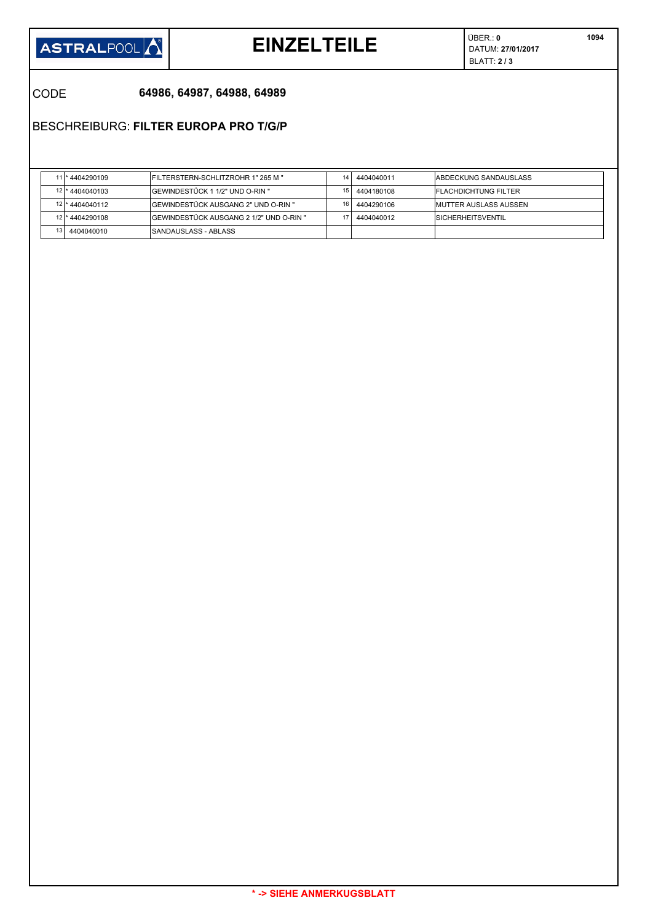# EINZELTEILE

ÜBER.: **0**
DATUM: **27/01/2017**
BLATT: **2 / 3**

**1094**

CODE **64986, 64987, 64988, 64989**

BESCHREIBURG: **FILTER EUROPA PRO T/G/P**

| Nr. | Code | Beschreibung | Nr. | Code | Beschreibung |
|---|---|---|---|---|---|
| 11 | * 4404290109 | FILTERSTERN-SCHLITZROHR 1" 265 M " | 14 | 4404040011 | ABDECKUNG SANDAUSLASS |
| 12 | * 4404040103 | GEWINDESTÜCK 1 1/2" UND O-RIN " | 15 | 4404180108 | FLACHDICHTUNG FILTER |
| 12 | * 4404040112 | GEWINDESTÜCK AUSGANG 2" UND O-RIN " | 16 | 4404290106 | MUTTER AUSLASS AUSSEN |
| 12 | * 4404290108 | GEWINDESTÜCK AUSGANG 2 1/2" UND O-RIN " | 17 | 4404040012 | SICHERHEITSVENTIL |
| 13 | 4404040010 | SANDAUSLASS - ABLASS | | | |

**\* -> SIEHE ANMERKUGSBLATT**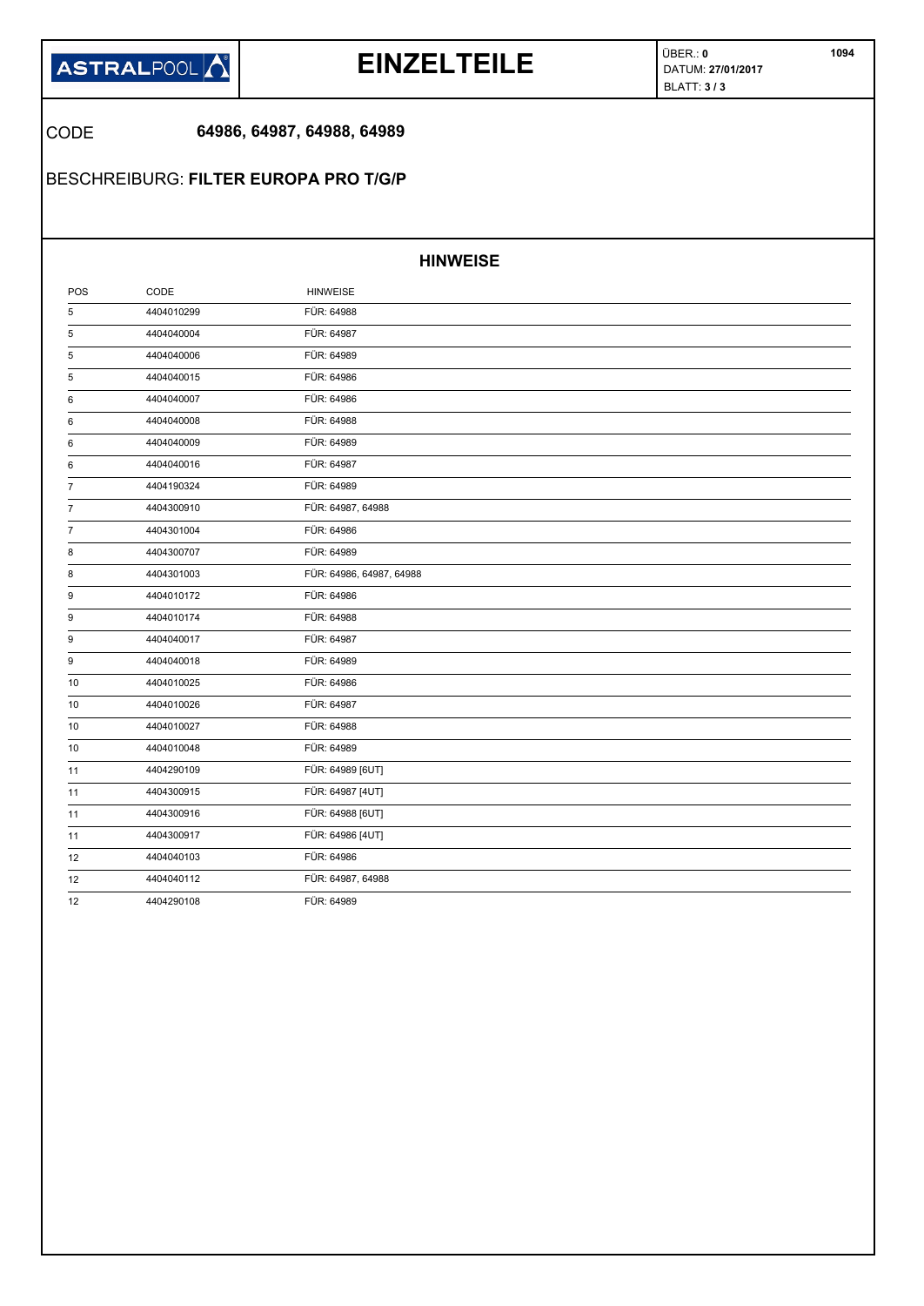ASTRALPOOL

# EINZELTEILE

ÜBER.: **0**
DATUM: **27/01/2017**
BLATT: **3 / 3**

CODE **64986, 64987, 64988, 64989**

BESCHREIBURG: **FILTER EUROPA PRO T/G/P**

## HINWEISE

| POS | CODE | HINWEISE |
|---|---|---|
| 5 | 4404010299 | FÜR: 64988 |
| 5 | 4404040004 | FÜR: 64987 |
| 5 | 4404040006 | FÜR: 64989 |
| 5 | 4404040015 | FÜR: 64986 |
| 6 | 4404040007 | FÜR: 64986 |
| 6 | 4404040008 | FÜR: 64988 |
| 6 | 4404040009 | FÜR: 64989 |
| 6 | 4404040016 | FÜR: 64987 |
| 7 | 4404190324 | FÜR: 64989 |
| 7 | 4404300910 | FÜR: 64987, 64988 |
| 7 | 4404301004 | FÜR: 64986 |
| 8 | 4404300707 | FÜR: 64989 |
| 8 | 4404301003 | FÜR: 64986, 64987, 64988 |
| 9 | 4404010172 | FÜR: 64986 |
| 9 | 4404010174 | FÜR: 64988 |
| 9 | 4404040017 | FÜR: 64987 |
| 9 | 4404040018 | FÜR: 64989 |
| 10 | 4404010025 | FÜR: 64986 |
| 10 | 4404010026 | FÜR: 64987 |
| 10 | 4404010027 | FÜR: 64988 |
| 10 | 4404010048 | FÜR: 64989 |
| 11 | 4404290109 | FÜR: 64989 [6UT] |
| 11 | 4404300915 | FÜR: 64987 [4UT] |
| 11 | 4404300916 | FÜR: 64988 [6UT] |
| 11 | 4404300917 | FÜR: 64986 [4UT] |
| 12 | 4404040103 | FÜR: 64986 |
| 12 | 4404040112 | FÜR: 64987, 64988 |
| 12 | 4404290108 | FÜR: 64989 |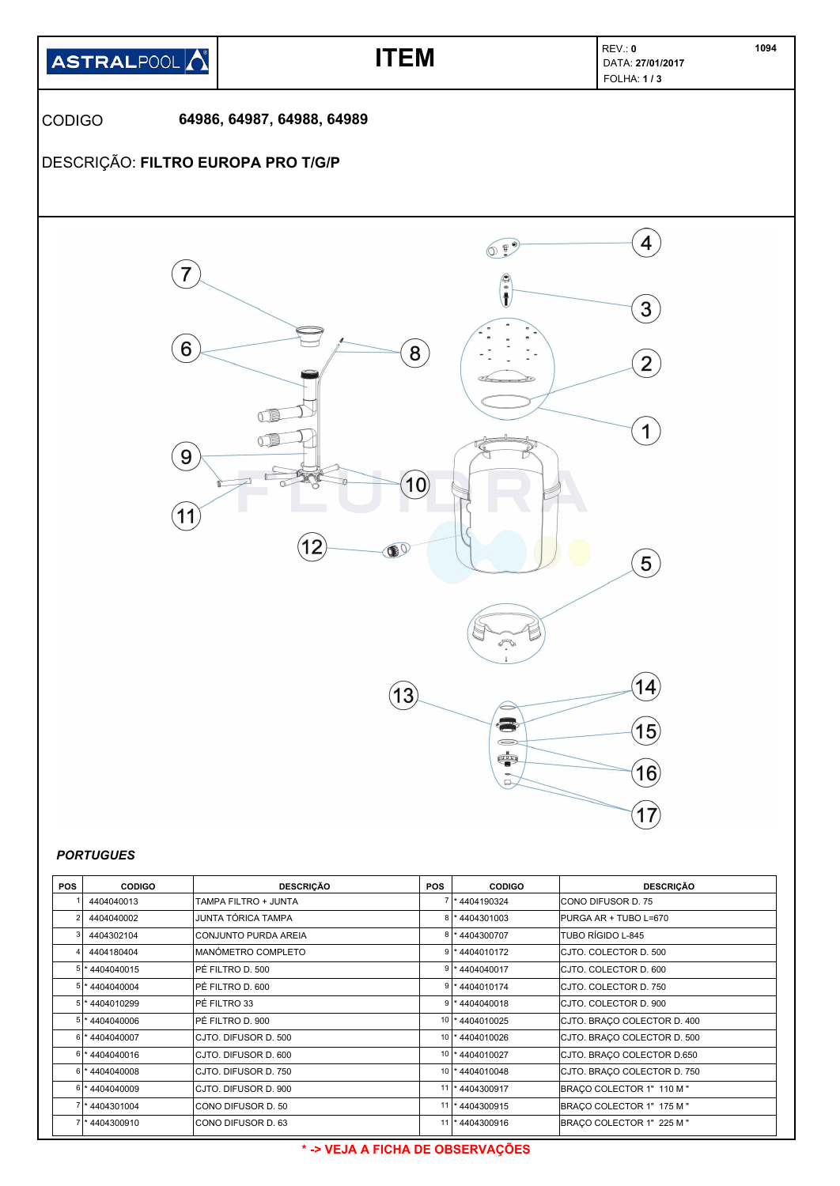| ASTRALPOOL | ITEM | REV.: 0<br>DATA: 27/01/2017<br>FOLHA: 1 / 3 | 1094 |
|---|---|---|---|

CODIGO **64986, 64987, 64988, 64989**

DESCRIÇÃO: **FILTRO EUROPA PRO T/G/P**

***PORTUGUES***

| POS | CODIGO | DESCRIÇÃO | POS | CODIGO | DESCRIÇÃO |
|---|---|---|---|---|---|
| 1 | 4404040013 | TAMPA FILTRO + JUNTA | 7 | * 4404190324 | CONO DIFUSOR D. 75 |
| 2 | 4404040002 | JUNTA TÓRICA TAMPA | 8 | * 4404301003 | PURGA AR + TUBO L=670 |
| 3 | 4404302104 | CONJUNTO PURDA AREIA | 8 | * 4404300707 | TUBO RÍGIDO L-845 |
| 4 | 4404180404 | MANÓMETRO COMPLETO | 9 | * 4404010172 | CJTO. COLECTOR D. 500 |
| 5 | * 4404040015 | PÉ FILTRO D. 500 | 9 | * 4404040017 | CJTO. COLECTOR D. 600 |
| 5 | * 4404040004 | PÉ FILTRO D. 600 | 9 | * 4404010174 | CJTO. COLECTOR D. 750 |
| 5 | * 4404010299 | PÉ FILTRO 33 | 9 | * 4404040018 | CJTO. COLECTOR D. 900 |
| 5 | * 4404040006 | PÉ FILTRO D. 900 | 10 | * 4404010025 | CJTO. BRAÇO COLECTOR D. 400 |
| 6 | * 4404040007 | CJTO. DIFUSOR D. 500 | 10 | * 4404010026 | CJTO. BRAÇO COLECTOR D. 500 |
| 6 | * 4404040016 | CJTO. DIFUSOR D. 600 | 10 | * 4404010027 | CJTO. BRAÇO COLECTOR D.650 |
| 6 | * 4404040008 | CJTO. DIFUSOR D. 750 | 10 | * 4404010048 | CJTO. BRAÇO COLECTOR D. 750 |
| 6 | * 4404040009 | CJTO. DIFUSOR D. 900 | 11 | * 4404300917 | BRAÇO COLECTOR 1" 110 M " |
| 7 | * 4404301004 | CONO DIFUSOR D. 50 | 11 | * 4404300915 | BRAÇO COLECTOR 1" 175 M " |
| 7 | * 4404300910 | CONO DIFUSOR D. 63 | 11 | * 4404300916 | BRAÇO COLECTOR 1" 225 M " |

**\* -> VEJA A FICHA DE OBSERVAÇÕES**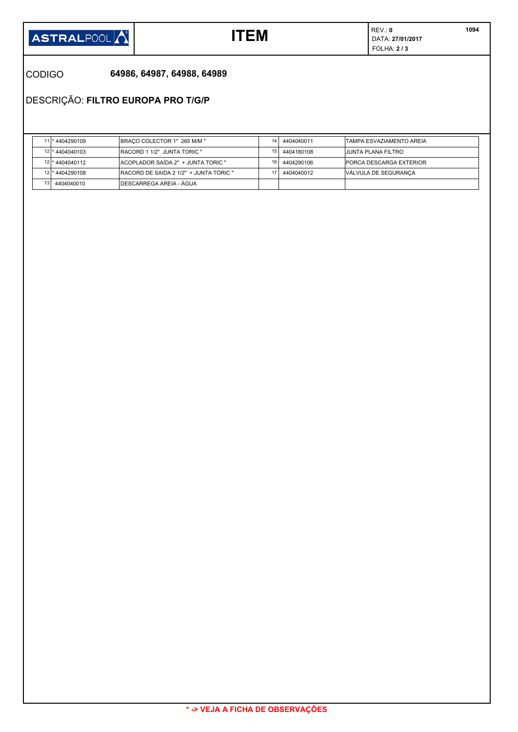ASTRALPOOL

# ITEM

REV.: **0**
DATA: **27/01/2017**
FOLHA: **2 / 3**

1094

CODIGO **64986, 64987, 64988, 64989**

DESCRIÇÃO: **FILTRO EUROPA PRO T/G/P**

| | | | | | |
|---|---|---|---|---|---|
| 11 | * 4404290109 | BRAÇO COLECTOR 1" 265 M/M " | 14 | 4404040011 | TAMPA ESVAZIAMENTO AREIA |
| 12 | * 4404040103 | RACORD 1 1/2" JUNTA TORIC " | 15 | 4404180108 | JUNTA PLANA FILTRO |
| 12 | * 4404040112 | ACOPLADOR SAÍDA 2" + JUNTA TORIC " | 16 | 4404290106 | PORCA DESCARGA EXTERIOR |
| 12 | * 4404290108 | RACORD DE SAIDA 2 1/2" + JUNTA TÓRIC " | 17 | 4404040012 | VÁLVULA DE SEGURANÇA |
| 13 | 4404040010 | DESCARREGA AREIA - ÁGUA | | | |

**\* -> VEJA A FICHA DE OBSERVAÇÕES**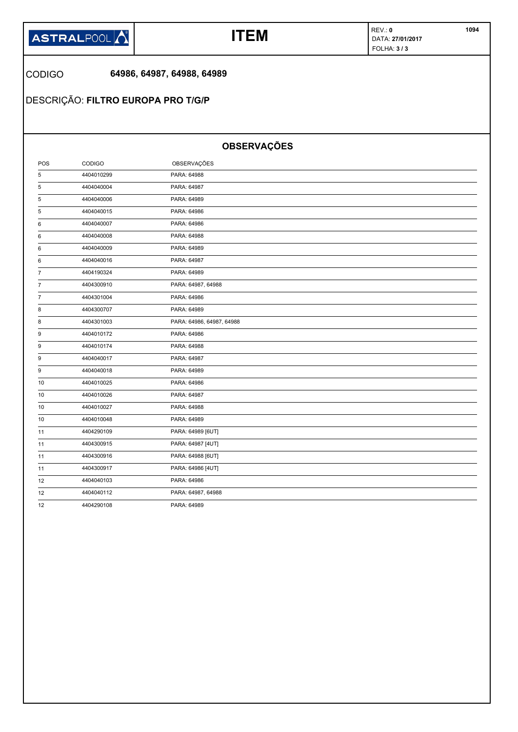CODIGO **64986, 64987, 64988, 64989**

DESCRIÇÃO: **FILTRO EUROPA PRO T/G/P**

## OBSERVAÇÕES

| POS | CODIGO | OBSERVAÇÕES |
|---|---|---|
| 5 | 4404010299 | PARA: 64988 |
| 5 | 4404040004 | PARA: 64987 |
| 5 | 4404040006 | PARA: 64989 |
| 5 | 4404040015 | PARA: 64986 |
| 6 | 4404040007 | PARA: 64986 |
| 6 | 4404040008 | PARA: 64988 |
| 6 | 4404040009 | PARA: 64989 |
| 6 | 4404040016 | PARA: 64987 |
| 7 | 4404190324 | PARA: 64989 |
| 7 | 4404300910 | PARA: 64987, 64988 |
| 7 | 4404301004 | PARA: 64986 |
| 8 | 4404300707 | PARA: 64989 |
| 8 | 4404301003 | PARA: 64986, 64987, 64988 |
| 9 | 4404010172 | PARA: 64986 |
| 9 | 4404010174 | PARA: 64988 |
| 9 | 4404040017 | PARA: 64987 |
| 9 | 4404040018 | PARA: 64989 |
| 10 | 4404010025 | PARA: 64986 |
| 10 | 4404010026 | PARA: 64987 |
| 10 | 4404010027 | PARA: 64988 |
| 10 | 4404010048 | PARA: 64989 |
| 11 | 4404290109 | PARA: 64989 [6UT] |
| 11 | 4404300915 | PARA: 64987 [4UT] |
| 11 | 4404300916 | PARA: 64988 [6UT] |
| 11 | 4404300917 | PARA: 64986 [4UT] |
| 12 | 4404040103 | PARA: 64986 |
| 12 | 4404040112 | PARA: 64987, 64988 |
| 12 | 4404290108 | PARA: 64989 |